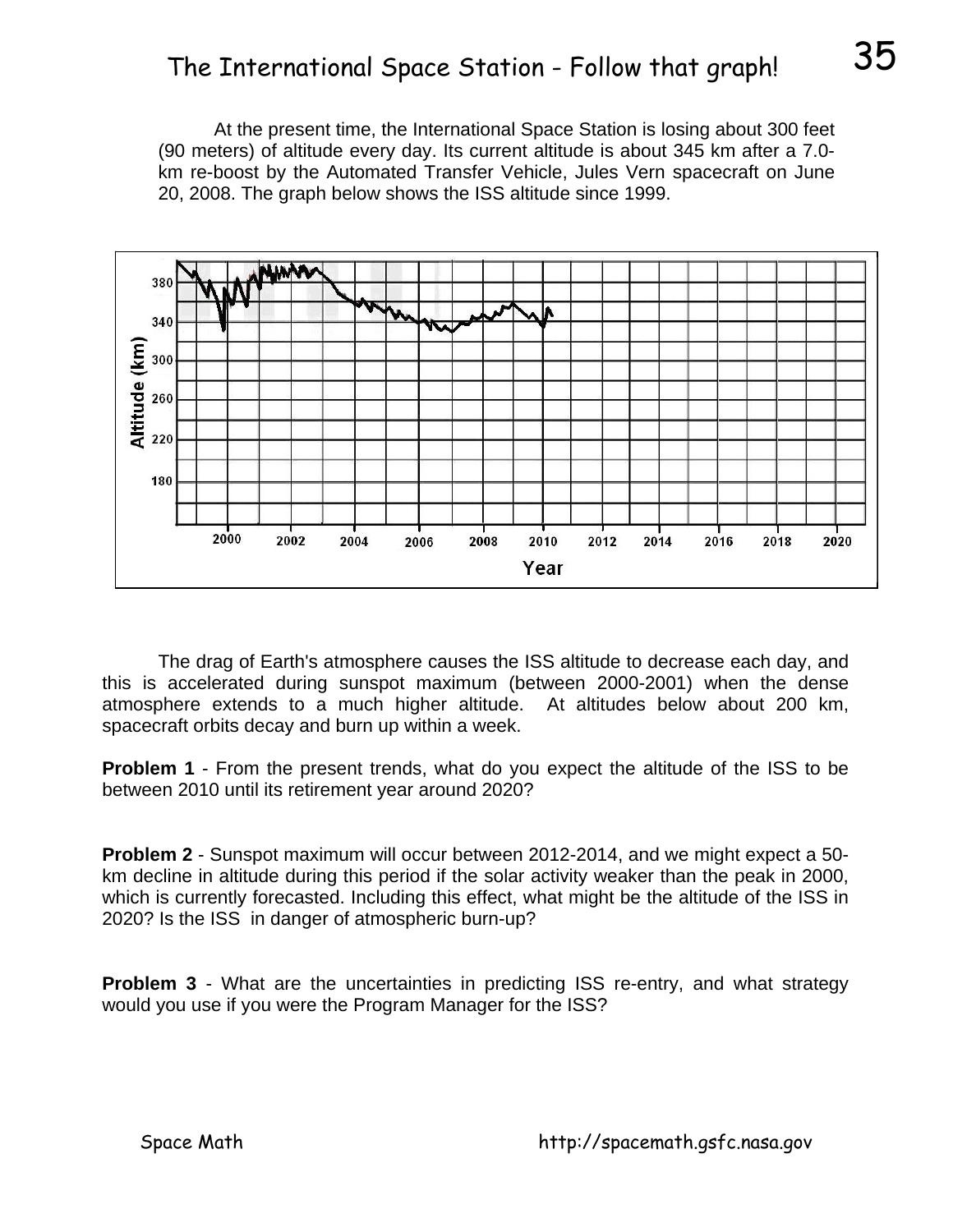# The International Space Station - Follow that graph!

At the present time, the International Space Station is losing about 300 feet (90 meters) of altitude every day. Its current altitude is about 345 km after a 7.0-km re-boost by the Automated Transfer Vehicle, Jules Vern spacecraft on June 20, 2008. The graph below shows the ISS altitude since 1999.

The drag of Earth's atmosphere causes the ISS altitude to decrease each day, and this is accelerated during sunspot maximum (between 2000-2001) when the dense atmosphere extends to a much higher altitude. At altitudes below about 200 km, spacecraft orbits decay and burn up within a week.

**Problem 1** - From the present trends, what do you expect the altitude of the ISS to be between 2010 until its retirement year around 2020?

**Problem 2** - Sunspot maximum will occur between 2012-2014, and we might expect a 50-km decline in altitude during this period if the solar activity weaker than the peak in 2000, which is currently forecasted. Including this effect, what might be the altitude of the ISS in 2020? Is the ISS in danger of atmospheric burn-up?

**Problem 3** - What are the uncertainties in predicting ISS re-entry, and what strategy would you use if you were the Program Manager for the ISS?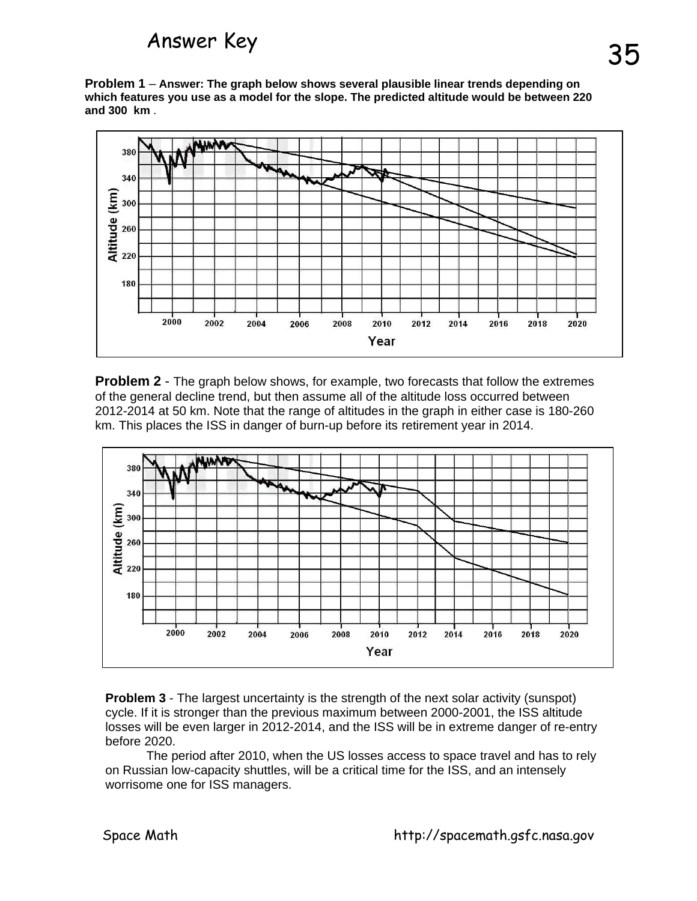# Answer Key

**Problem 1** – **Answer: The graph below shows several plausible linear trends depending on which features you use as a model for the slope. The predicted altitude would be between 220 and 300 km** .

Altitude (km)
380
340
300
260
220
180
2000 2002 2004 2006 2008 2010 2012 2014 2016 2018 2020
Year

**Problem 2** - The graph below shows, for example, two forecasts that follow the extremes of the general decline trend, but then assume all of the altitude loss occurred between 2012-2014 at 50 km. Note that the range of altitudes in the graph in either case is 180-260 km. This places the ISS in danger of burn-up before its retirement year in 2014.

Altitude (km)
380
340
300
260
220
180
2000 2002 2004 2006 2008 2010 2012 2014 2016 2018 2020
Year

**Problem 3** - The largest uncertainty is the strength of the next solar activity (sunspot) cycle. If it is stronger than the previous maximum between 2000-2001, the ISS altitude losses will be even larger in 2012-2014, and the ISS will be in extreme danger of re-entry before 2020.

The period after 2010, when the US losses access to space travel and has to rely on Russian low-capacity shuttles, will be a critical time for the ISS, and an intensely worrisome one for ISS managers.